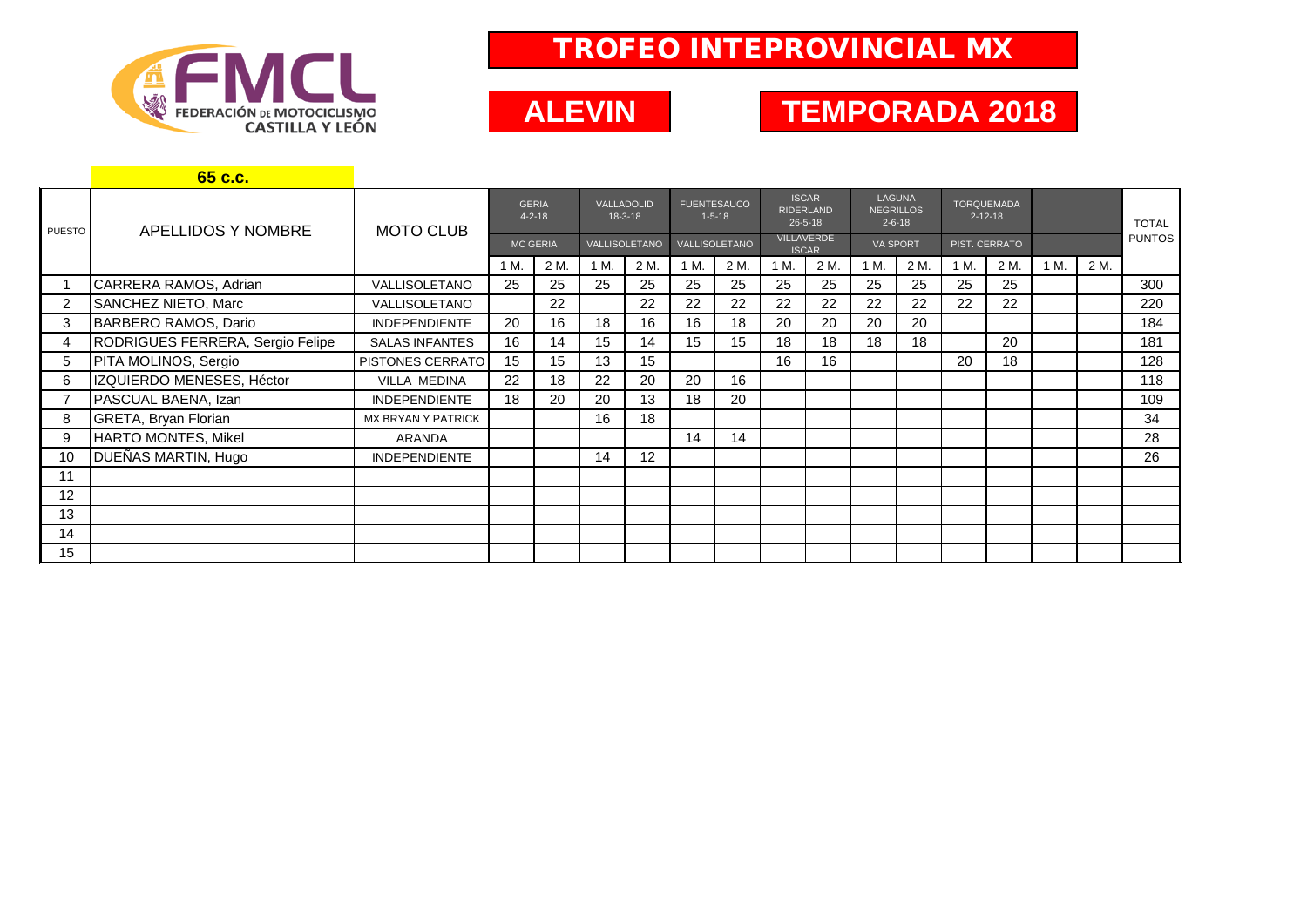FEDERACIÓN DE MOTOCICLISMO CASTILLA Y LEÓN

# TROFEO INTEPROVINCIAL MX

## ALEVIN

## TEMPORADA 2018

### 65 c.c.

| PUESTO | APELLIDOS Y NOMBRE | MOTO CLUB | GERIA 4-2-18 MC GERIA | | VALLADOLID 18-3-18 VALLISOLETANO | | FUENTESAUCO 1-5-18 VALLISOLETANO | | ISCAR RIDERLAND 26-5-18 VILLAVERDE ISCAR | | LAGUNA NEGRILLOS 2-6-18 VA SPORT | | TORQUEMADA 2-12-18 PIST. CERRATO | | | | TOTAL PUNTOS |
|---|---|---|---|---|---|---|---|---|---|---|---|---|---|---|---|---|---|
| | | | 1 M. | 2 M. | 1 M. | 2 M. | 1 M. | 2 M. | 1 M. | 2 M. | 1 M. | 2 M. | 1 M. | 2 M. | 1 M. | 2 M. | |
| 1 | CARRERA RAMOS, Adrian | VALLISOLETANO | 25 | 25 | 25 | 25 | 25 | 25 | 25 | 25 | 25 | 25 | 25 | 25 | | | 300 |
| 2 | SANCHEZ NIETO, Marc | VALLISOLETANO | | 22 | | 22 | 22 | 22 | 22 | 22 | 22 | 22 | 22 | 22 | | | 220 |
| 3 | BARBERO RAMOS, Dario | INDEPENDIENTE | 20 | 16 | 18 | 16 | 16 | 18 | 20 | 20 | 20 | 20 | | | | | 184 |
| 4 | RODRIGUES FERRERA, Sergio Felipe | SALAS INFANTES | 16 | 14 | 15 | 14 | 15 | 15 | 18 | 18 | 18 | 18 | | 20 | | | 181 |
| 5 | PITA MOLINOS, Sergio | PISTONES CERRATO | 15 | 15 | 13 | 15 | | | 16 | 16 | | | 20 | 18 | | | 128 |
| 6 | IZQUIERDO MENESES, Héctor | VILLA MEDINA | 22 | 18 | 22 | 20 | 20 | 16 | | | | | | | | | 118 |
| 7 | PASCUAL BAENA, Izan | INDEPENDIENTE | 18 | 20 | 20 | 13 | 18 | 20 | | | | | | | | | 109 |
| 8 | GRETA, Bryan Florian | MX BRYAN Y PATRICK | | | 16 | 18 | | | | | | | | | | | 34 |
| 9 | HARTO MONTES, Mikel | ARANDA | | | | | 14 | 14 | | | | | | | | | 28 |
| 10 | DUEÑAS MARTIN, Hugo | INDEPENDIENTE | | | 14 | 12 | | | | | | | | | | | 26 |
| 11 | | | | | | | | | | | | | | | | | |
| 12 | | | | | | | | | | | | | | | | | |
| 13 | | | | | | | | | | | | | | | | | |
| 14 | | | | | | | | | | | | | | | | | |
| 15 | | | | | | | | | | | | | | | | | |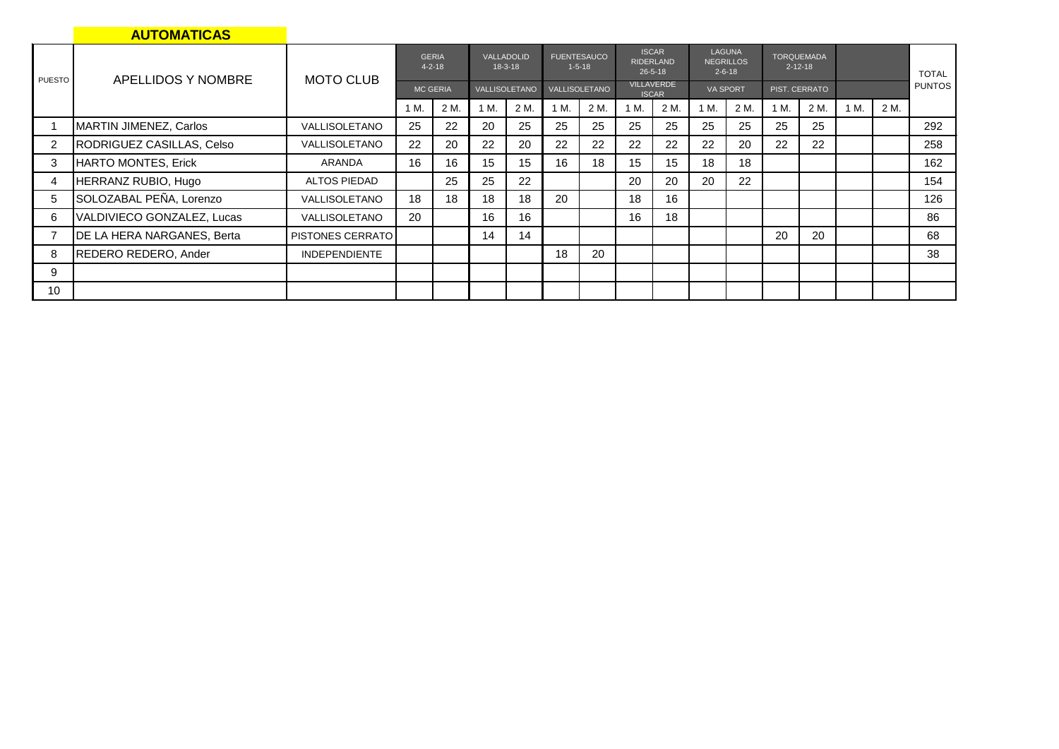**AUTOMATICAS**

| PUESTO | APELLIDOS Y NOMBRE | MOTO CLUB | GERIA 4-2-18 MC GERIA | | VALLADOLID 18-3-18 VALLISOLETANO | | FUENTESAUCO 1-5-18 VALLISOLETANO | | ISCAR RIDERLAND 26-5-18 VILLAVERDE ISCAR | | LAGUNA NEGRILLOS 2-6-18 VA SPORT | | TORQUEMADA 2-12-18 PIST. CERRATO | | | | TOTAL PUNTOS |
|---|---|---|---|---|---|---|---|---|---|---|---|---|---|---|---|---|---|
| | | | 1 M. | 2 M. | 1 M. | 2 M. | 1 M. | 2 M. | 1 M. | 2 M. | 1 M. | 2 M. | 1 M. | 2 M. | 1 M. | 2 M. | |
| 1 | MARTIN JIMENEZ, Carlos | VALLISOLETANO | 25 | 22 | 20 | 25 | 25 | 25 | 25 | 25 | 25 | 25 | 25 | 25 | | | 292 |
| 2 | RODRIGUEZ CASILLAS, Celso | VALLISOLETANO | 22 | 20 | 22 | 20 | 22 | 22 | 22 | 22 | 22 | 20 | 22 | 22 | | | 258 |
| 3 | HARTO MONTES, Erick | ARANDA | 16 | 16 | 15 | 15 | 16 | 18 | 15 | 15 | 18 | 18 | | | | | 162 |
| 4 | HERRANZ RUBIO, Hugo | ALTOS PIEDAD | | 25 | 25 | 22 | | | 20 | 20 | 20 | 22 | | | | | 154 |
| 5 | SOLOZABAL PEÑA, Lorenzo | VALLISOLETANO | 18 | 18 | 18 | 18 | 20 | | 18 | 16 | | | | | | | 126 |
| 6 | VALDIVIECO GONZALEZ, Lucas | VALLISOLETANO | 20 | | 16 | 16 | | | 16 | 18 | | | | | | | 86 |
| 7 | DE LA HERA NARGANES, Berta | PISTONES CERRATO | | | 14 | 14 | | | | | | | 20 | 20 | | | 68 |
| 8 | REDERO REDERO, Ander | INDEPENDIENTE | | | | | 18 | 20 | | | | | | | | | 38 |
| 9 | | | | | | | | | | | | | | | | | |
| 10 | | | | | | | | | | | | | | | | | |